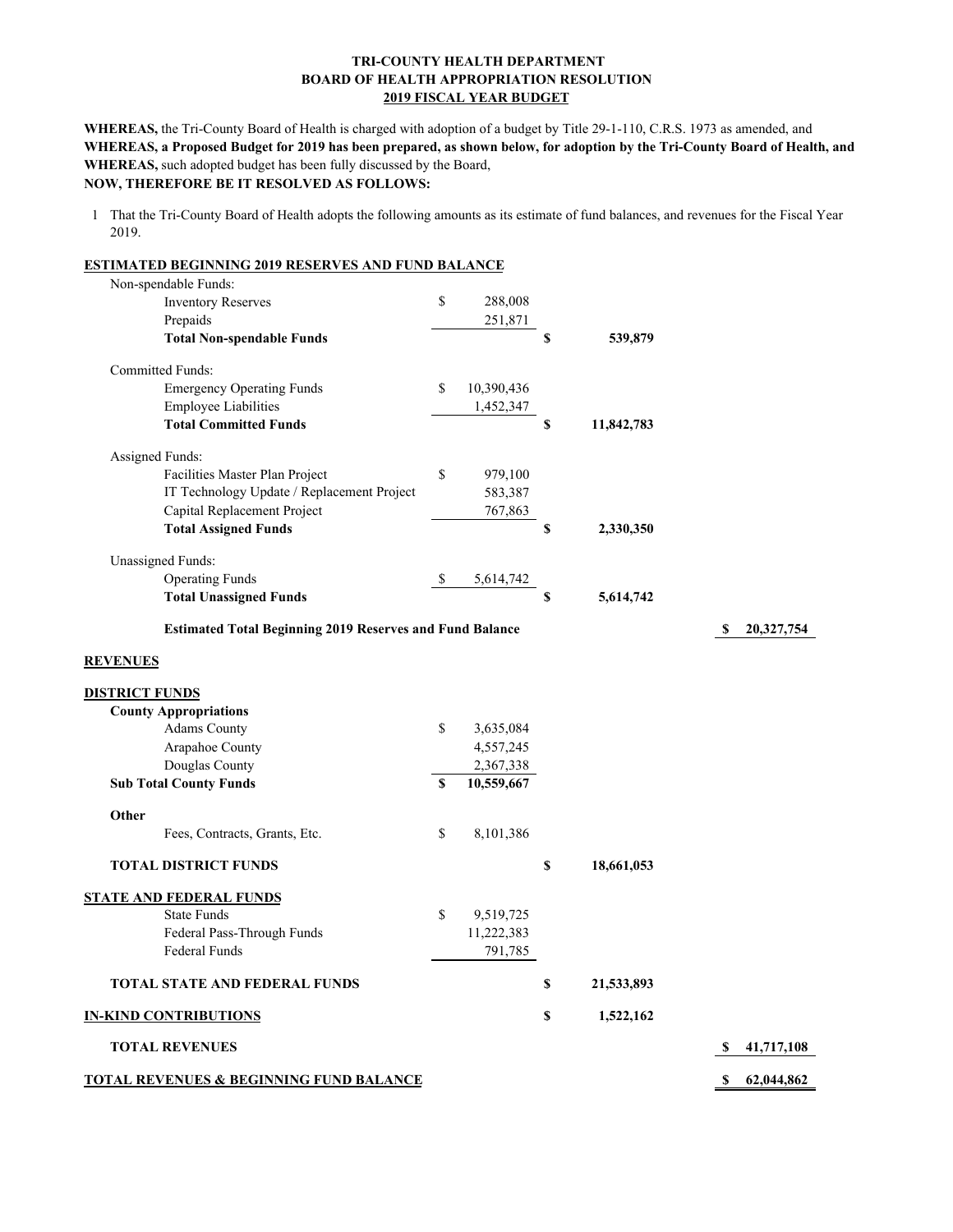**TRI-COUNTY HEALTH DEPARTMENT**
**BOARD OF HEALTH APPROPRIATION RESOLUTION**
**2019 FISCAL YEAR BUDGET**

**WHEREAS,** the Tri-County Board of Health is charged with adoption of a budget by Title 29-1-110, C.R.S. 1973 as amended, and
**WHEREAS, a Proposed Budget for 2019 has been prepared, as shown below, for adoption by the Tri-County Board of Health, and**
**WHEREAS,** such adopted budget has been fully discussed by the Board,
**NOW, THEREFORE BE IT RESOLVED AS FOLLOWS:**

1 That the Tri-County Board of Health adopts the following amounts as its estimate of fund balances, and revenues for the Fiscal Year 2019.

| **ESTIMATED BEGINNING 2019 RESERVES AND FUND BALANCE** | | | |
|---|---|---|---|
| Non-spendable Funds: | | | |
| Inventory Reserves | $ 288,008 | | |
| Prepaids | 251,871 | | |
| **Total Non-spendable Funds** | | **$ 539,879** | |
| Committed Funds: | | | |
| Emergency Operating Funds | $ 10,390,436 | | |
| Employee Liabilities | 1,452,347 | | |
| **Total Committed Funds** | | **$ 11,842,783** | |
| Assigned Funds: | | | |
| Facilities Master Plan Project | $ 979,100 | | |
| IT Technology Update / Replacement Project | 583,387 | | |
| Capital Replacement Project | 767,863 | | |
| **Total Assigned Funds** | | **$ 2,330,350** | |
| Unassigned Funds: | | | |
| Operating Funds | $ 5,614,742 | | |
| **Total Unassigned Funds** | | **$ 5,614,742** | |
| **Estimated Total Beginning 2019 Reserves and Fund Balance** | | | **$ 20,327,754** |
| **REVENUES** | | | |
| **DISTRICT FUNDS** | | | |
| **County Appropriations** | | | |
| Adams County | $ 3,635,084 | | |
| Arapahoe County | 4,557,245 | | |
| Douglas County | 2,367,338 | | |
| **Sub Total County Funds** | **$ 10,559,667** | | |
| **Other** | | | |
| Fees, Contracts, Grants, Etc. | $ 8,101,386 | | |
| **TOTAL DISTRICT FUNDS** | | **$ 18,661,053** | |
| **STATE AND FEDERAL FUNDS** | | | |
| State Funds | $ 9,519,725 | | |
| Federal Pass-Through Funds | 11,222,383 | | |
| Federal Funds | 791,785 | | |
| **TOTAL STATE AND FEDERAL FUNDS** | | **$ 21,533,893** | |
| **IN-KIND CONTRIBUTIONS** | | **$ 1,522,162** | |
| **TOTAL REVENUES** | | | **$ 41,717,108** |
| **TOTAL REVENUES & BEGINNING FUND BALANCE** | | | **$ 62,044,862** |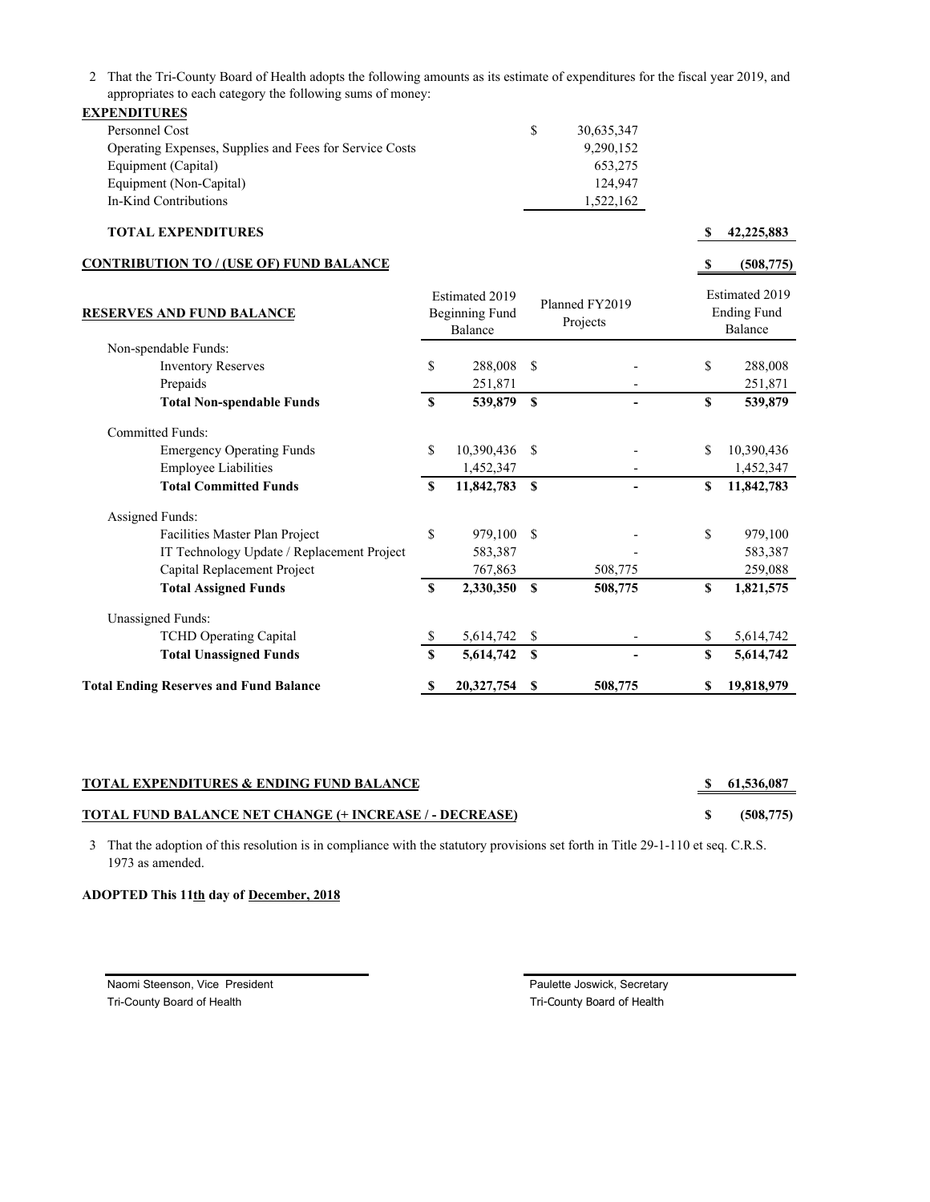2 That the Tri-County Board of Health adopts the following amounts as its estimate of expenditures for the fiscal year 2019, and appropriates to each category the following sums of money:

**EXPENDITURES**

| | | |
|---|---|---|
| Personnel Cost | $ 30,635,347 | |
| Operating Expenses, Supplies and Fees for Service Costs | 9,290,152 | |
| Equipment (Capital) | 653,275 | |
| Equipment (Non-Capital) | 124,947 | |
| In-Kind Contributions | 1,522,162 | |
| **TOTAL EXPENDITURES** | | **$ 42,225,883** |
| **CONTRIBUTION TO / (USE OF) FUND BALANCE** | | **$ (508,775)** |

| **RESERVES AND FUND BALANCE** | Estimated 2019 Beginning Fund Balance | Planned FY2019 Projects | Estimated 2019 Ending Fund Balance |
|---|---|---|---|
| Non-spendable Funds: | | | |
| Inventory Reserves | $ 288,008 | $ - | $ 288,008 |
| Prepaids | 251,871 | - | 251,871 |
| **Total Non-spendable Funds** | **$ 539,879** | **$ -** | **$ 539,879** |
| Committed Funds: | | | |
| Emergency Operating Funds | $ 10,390,436 | $ - | $ 10,390,436 |
| Employee Liabilities | 1,452,347 | - | 1,452,347 |
| **Total Committed Funds** | **$ 11,842,783** | **$ -** | **$ 11,842,783** |
| Assigned Funds: | | | |
| Facilities Master Plan Project | $ 979,100 | $ - | $ 979,100 |
| IT Technology Update / Replacement Project | 583,387 | - | 583,387 |
| Capital Replacement Project | 767,863 | 508,775 | 259,088 |
| **Total Assigned Funds** | **$ 2,330,350** | **$ 508,775** | **$ 1,821,575** |
| Unassigned Funds: | | | |
| TCHD Operating Capital | $ 5,614,742 | $ - | $ 5,614,742 |
| **Total Unassigned Funds** | **$ 5,614,742** | **$ -** | **$ 5,614,742** |
| **Total Ending Reserves and Fund Balance** | **$ 20,327,754** | **$ 508,775** | **$ 19,818,979** |

| | |
|---|---|
| **TOTAL EXPENDITURES & ENDING FUND BALANCE** | **$ 61,536,087** |
| **TOTAL FUND BALANCE NET CHANGE (+ INCREASE / - DECREASE)** | **$ (508,775)** |

3 That the adoption of this resolution is in compliance with the statutory provisions set forth in Title 29-1-110 et seq. C.R.S. 1973 as amended.

**ADOPTED This 11th day of December, 2018**

Naomi Steenson, Vice President
Tri-County Board of Health

Paulette Joswick, Secretary
Tri-County Board of Health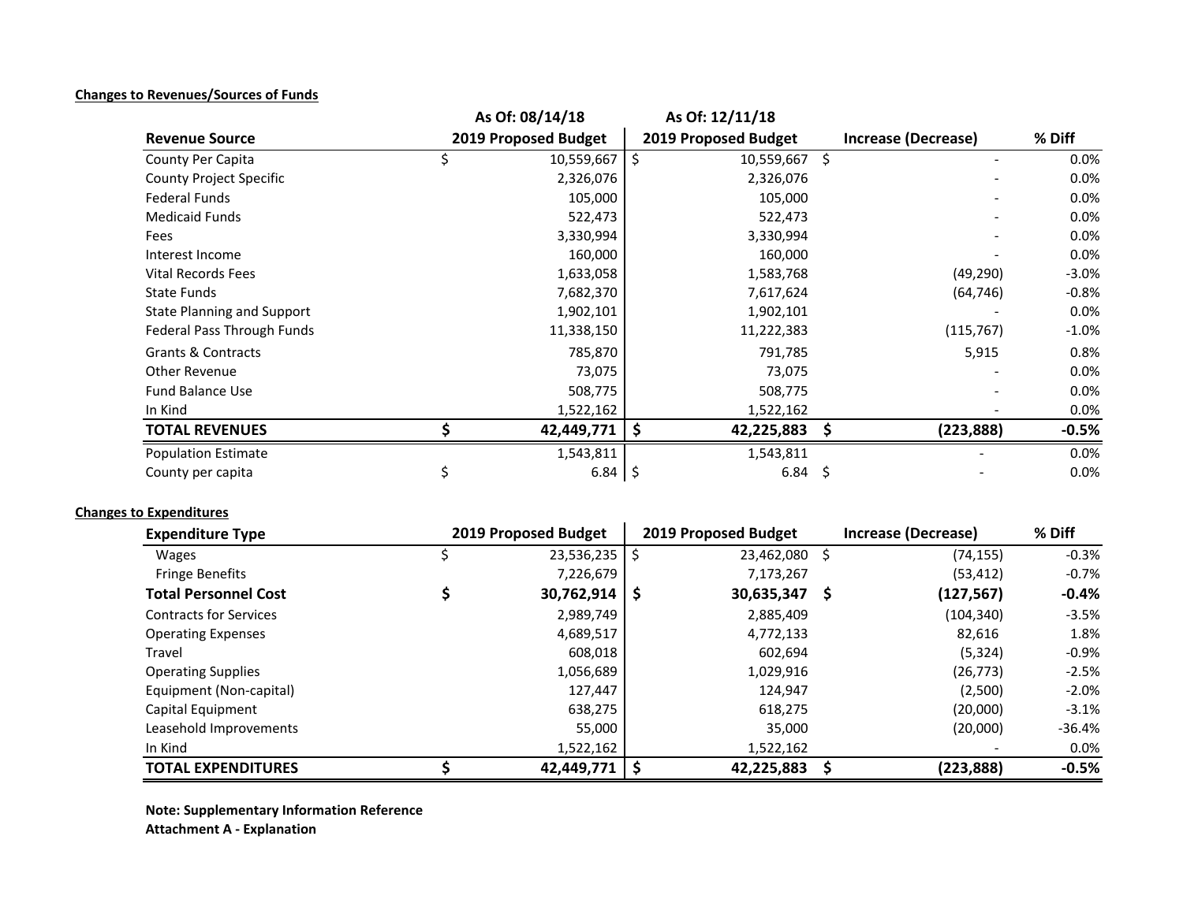**Changes to Revenues/Sources of Funds**

| Revenue Source | As Of: 08/14/18 2019 Proposed Budget | As Of: 12/11/18 2019 Proposed Budget | Increase (Decrease) | % Diff |
|---|---|---|---|---|
| County Per Capita | $ 10,559,667 | $ 10,559,667 | $ - | 0.0% |
| County Project Specific | 2,326,076 | 2,326,076 | - | 0.0% |
| Federal Funds | 105,000 | 105,000 | - | 0.0% |
| Medicaid Funds | 522,473 | 522,473 | - | 0.0% |
| Fees | 3,330,994 | 3,330,994 | - | 0.0% |
| Interest Income | 160,000 | 160,000 | - | 0.0% |
| Vital Records Fees | 1,633,058 | 1,583,768 | (49,290) | -3.0% |
| State Funds | 7,682,370 | 7,617,624 | (64,746) | -0.8% |
| State Planning and Support | 1,902,101 | 1,902,101 | - | 0.0% |
| Federal Pass Through Funds | 11,338,150 | 11,222,383 | (115,767) | -1.0% |
| Grants & Contracts | 785,870 | 791,785 | 5,915 | 0.8% |
| Other Revenue | 73,075 | 73,075 | - | 0.0% |
| Fund Balance Use | 508,775 | 508,775 | - | 0.0% |
| In Kind | 1,522,162 | 1,522,162 | - | 0.0% |
| **TOTAL REVENUES** | **$ 42,449,771** | **$ 42,225,883** | **$ (223,888)** | **-0.5%** |
| Population Estimate | 1,543,811 | 1,543,811 | - | 0.0% |
| County per capita | $ 6.84 | $ 6.84 | $ - | 0.0% |

**Changes to Expenditures**

| Expenditure Type | 2019 Proposed Budget | 2019 Proposed Budget | Increase (Decrease) | % Diff |
|---|---|---|---|---|
| Wages | $ 23,536,235 | $ 23,462,080 | $ (74,155) | -0.3% |
| Fringe Benefits | 7,226,679 | 7,173,267 | (53,412) | -0.7% |
| **Total Personnel Cost** | **$ 30,762,914** | **$ 30,635,347** | **$ (127,567)** | **-0.4%** |
| Contracts for Services | 2,989,749 | 2,885,409 | (104,340) | -3.5% |
| Operating Expenses | 4,689,517 | 4,772,133 | 82,616 | 1.8% |
| Travel | 608,018 | 602,694 | (5,324) | -0.9% |
| Operating Supplies | 1,056,689 | 1,029,916 | (26,773) | -2.5% |
| Equipment (Non-capital) | 127,447 | 124,947 | (2,500) | -2.0% |
| Capital Equipment | 638,275 | 618,275 | (20,000) | -3.1% |
| Leasehold Improvements | 55,000 | 35,000 | (20,000) | -36.4% |
| In Kind | 1,522,162 | 1,522,162 | - | 0.0% |
| **TOTAL EXPENDITURES** | **$ 42,449,771** | **$ 42,225,883** | **$ (223,888)** | **-0.5%** |

**Note: Supplementary Information Reference**
**Attachment A - Explanation**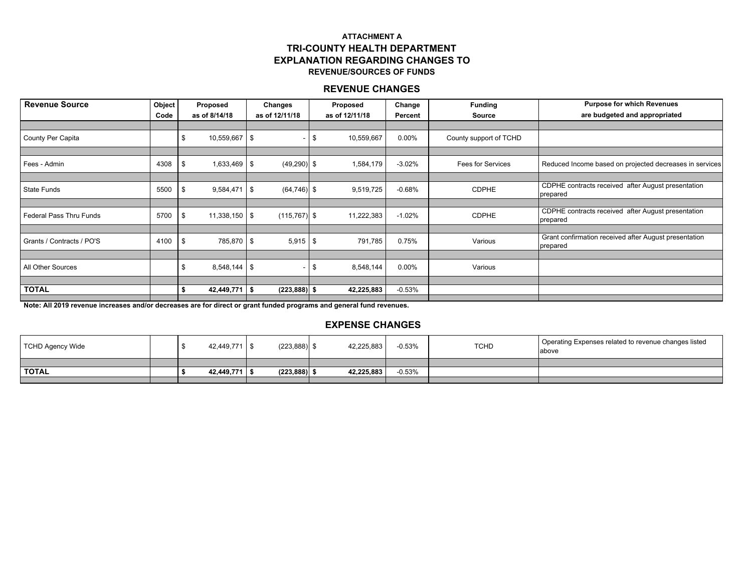**ATTACHMENT A**

# TRI-COUNTY HEALTH DEPARTMENT
# EXPLANATION REGARDING CHANGES TO
## REVENUE/SOURCES OF FUNDS

## REVENUE CHANGES

| Revenue Source | Object Code | Proposed as of 8/14/18 | Changes as of 12/11/18 | Proposed as of 12/11/18 | Change Percent | Funding Source | Purpose for which Revenues are budgeted and appropriated |
|---|---|---|---|---|---|---|---|
| County Per Capita | | $ 10,559,667 | $ - | $ 10,559,667 | 0.00% | County support of TCHD | |
| Fees - Admin | 4308 | $ 1,633,469 | $ (49,290) | $ 1,584,179 | -3.02% | Fees for Services | Reduced Income based on projected decreases in services |
| State Funds | 5500 | $ 9,584,471 | $ (64,746) | $ 9,519,725 | -0.68% | CDPHE | CDPHE contracts received after August presentation prepared |
| Federal Pass Thru Funds | 5700 | $ 11,338,150 | $ (115,767) | $ 11,222,383 | -1.02% | CDPHE | CDPHE contracts received after August presentation prepared |
| Grants / Contracts / PO'S | 4100 | $ 785,870 | $ 5,915 | $ 791,785 | 0.75% | Various | Grant confirmation received after August presentation prepared |
| All Other Sources | | $ 8,548,144 | $ - | $ 8,548,144 | 0.00% | Various | |
| **TOTAL** | | **$ 42,449,771** | **$ (223,888)** | **$ 42,225,883** | -0.53% | | |

**Note: All 2019 revenue increases and/or decreases are for direct or grant funded programs and general fund revenues.**

## EXPENSE CHANGES

| | | | | | | | |
|---|---|---|---|---|---|---|---|
| TCHD Agency Wide | | $ 42,449,771 | $ (223,888) | $ 42,225,883 | -0.53% | TCHD | Operating Expenses related to revenue changes listed above |
| **TOTAL** | | **$ 42,449,771** | **$ (223,888)** | **$ 42,225,883** | -0.53% | | |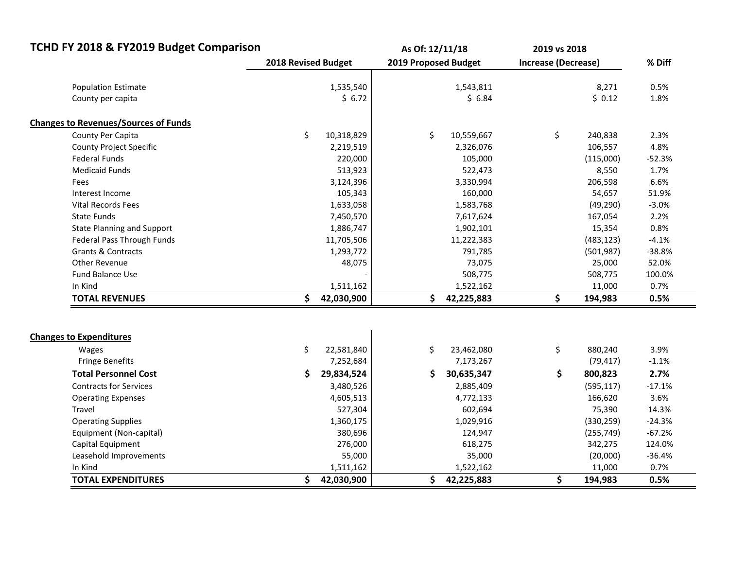# TCHD FY 2018 & FY2019 Budget Comparison

| | 2018 Revised Budget | As Of: 12/11/18<br>2019 Proposed Budget | 2019 vs 2018<br>Increase (Decrease) | % Diff |
|---|---|---|---|---|
| Population Estimate | 1,535,540 | 1,543,811 | 8,271 | 0.5% |
| County per capita | $ 6.72 | $ 6.84 | $ 0.12 | 1.8% |
| **Changes to Revenues/Sources of Funds** | | | | |
| County Per Capita | $ 10,318,829 | $ 10,559,667 | $ 240,838 | 2.3% |
| County Project Specific | 2,219,519 | 2,326,076 | 106,557 | 4.8% |
| Federal Funds | 220,000 | 105,000 | (115,000) | -52.3% |
| Medicaid Funds | 513,923 | 522,473 | 8,550 | 1.7% |
| Fees | 3,124,396 | 3,330,994 | 206,598 | 6.6% |
| Interest Income | 105,343 | 160,000 | 54,657 | 51.9% |
| Vital Records Fees | 1,633,058 | 1,583,768 | (49,290) | -3.0% |
| State Funds | 7,450,570 | 7,617,624 | 167,054 | 2.2% |
| State Planning and Support | 1,886,747 | 1,902,101 | 15,354 | 0.8% |
| Federal Pass Through Funds | 11,705,506 | 11,222,383 | (483,123) | -4.1% |
| Grants & Contracts | 1,293,772 | 791,785 | (501,987) | -38.8% |
| Other Revenue | 48,075 | 73,075 | 25,000 | 52.0% |
| Fund Balance Use | - | 508,775 | 508,775 | 100.0% |
| In Kind | 1,511,162 | 1,522,162 | 11,000 | 0.7% |
| **TOTAL REVENUES** | **$ 42,030,900** | **$ 42,225,883** | **$ 194,983** | **0.5%** |
| **Changes to Expenditures** | | | | |
| Wages | $ 22,581,840 | $ 23,462,080 | $ 880,240 | 3.9% |
| Fringe Benefits | 7,252,684 | 7,173,267 | (79,417) | -1.1% |
| **Total Personnel Cost** | **$ 29,834,524** | **$ 30,635,347** | **$ 800,823** | **2.7%** |
| Contracts for Services | 3,480,526 | 2,885,409 | (595,117) | -17.1% |
| Operating Expenses | 4,605,513 | 4,772,133 | 166,620 | 3.6% |
| Travel | 527,304 | 602,694 | 75,390 | 14.3% |
| Operating Supplies | 1,360,175 | 1,029,916 | (330,259) | -24.3% |
| Equipment (Non-capital) | 380,696 | 124,947 | (255,749) | -67.2% |
| Capital Equipment | 276,000 | 618,275 | 342,275 | 124.0% |
| Leasehold Improvements | 55,000 | 35,000 | (20,000) | -36.4% |
| In Kind | 1,511,162 | 1,522,162 | 11,000 | 0.7% |
| **TOTAL EXPENDITURES** | **$ 42,030,900** | **$ 42,225,883** | **$ 194,983** | **0.5%** |